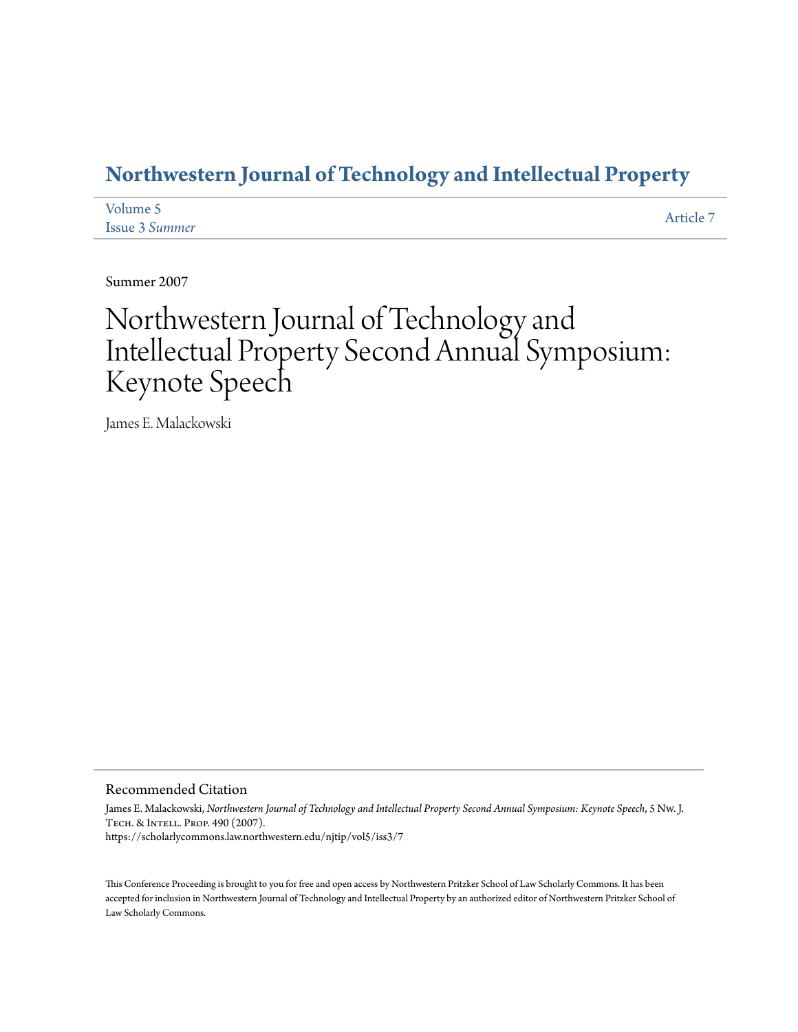# Northwestern Journal of Technology and Intellectual Property

Volume 5
Issue 3 *Summer*

Article 7

Summer 2007

# Northwestern Journal of Technology and Intellectual Property Second Annual Symposium: Keynote Speech

James E. Malackowski

## Recommended Citation

James E. Malackowski, *Northwestern Journal of Technology and Intellectual Property Second Annual Symposium: Keynote Speech*, 5 Nw. J. Tech. & Intell. Prop. 490 (2007).
https://scholarlycommons.law.northwestern.edu/njtip/vol5/iss3/7

This Conference Proceeding is brought to you for free and open access by Northwestern Pritzker School of Law Scholarly Commons. It has been accepted for inclusion in Northwestern Journal of Technology and Intellectual Property by an authorized editor of Northwestern Pritzker School of Law Scholarly Commons.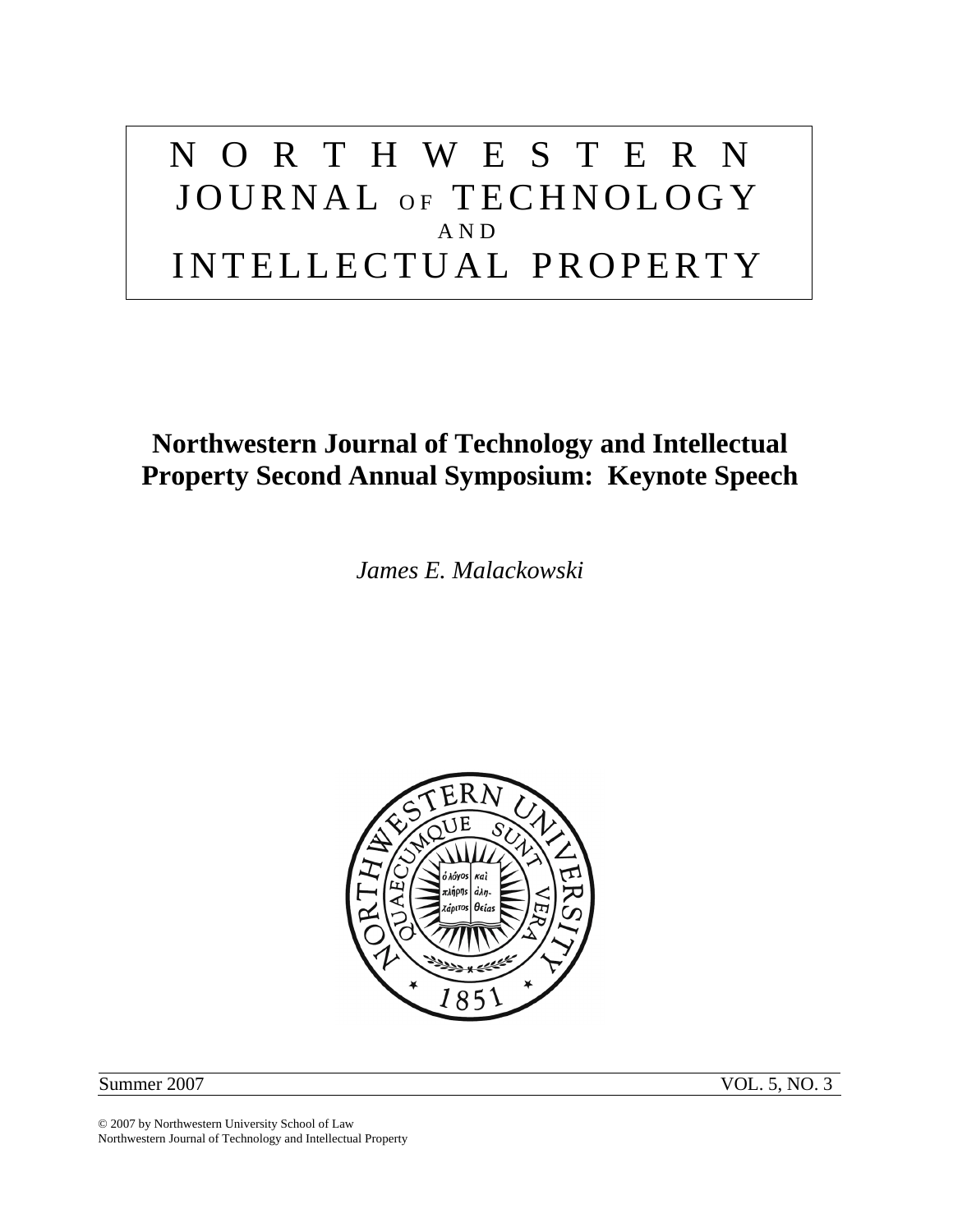# NORTHWESTERN JOURNAL OF TECHNOLOGY AND INTELLECTUAL PROPERTY

## Northwestern Journal of Technology and Intellectual Property Second Annual Symposium: Keynote Speech

*James E. Malackowski*

Summer 2007 VOL. 5, NO. 3

© 2007 by Northwestern University School of Law
Northwestern Journal of Technology and Intellectual Property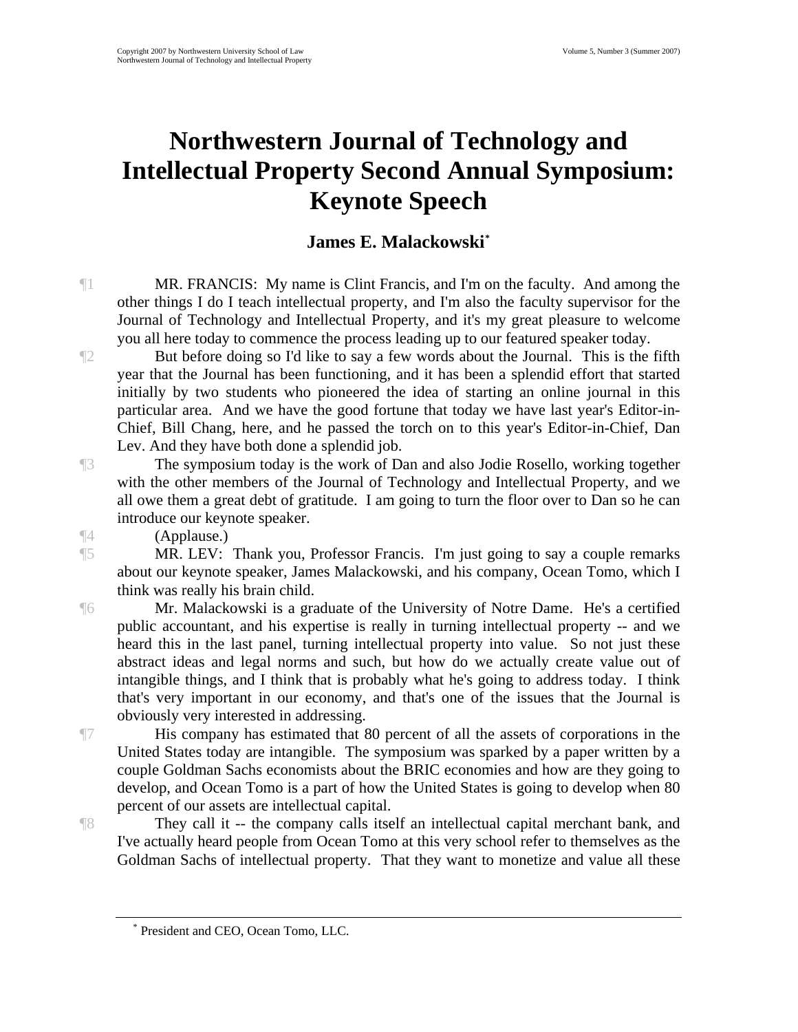# Northwestern Journal of Technology and Intellectual Property Second Annual Symposium: Keynote Speech

### James E. Malackowski*

¶1 MR. FRANCIS: My name is Clint Francis, and I'm on the faculty. And among the other things I do I teach intellectual property, and I'm also the faculty supervisor for the Journal of Technology and Intellectual Property, and it's my great pleasure to welcome you all here today to commence the process leading up to our featured speaker today.

¶2 But before doing so I'd like to say a few words about the Journal. This is the fifth year that the Journal has been functioning, and it has been a splendid effort that started initially by two students who pioneered the idea of starting an online journal in this particular area. And we have the good fortune that today we have last year's Editor-in-Chief, Bill Chang, here, and he passed the torch on to this year's Editor-in-Chief, Dan Lev. And they have both done a splendid job.

¶3 The symposium today is the work of Dan and also Jodie Rosello, working together with the other members of the Journal of Technology and Intellectual Property, and we all owe them a great debt of gratitude. I am going to turn the floor over to Dan so he can introduce our keynote speaker.

¶4 (Applause.)

¶5 MR. LEV: Thank you, Professor Francis. I'm just going to say a couple remarks about our keynote speaker, James Malackowski, and his company, Ocean Tomo, which I think was really his brain child.

¶6 Mr. Malackowski is a graduate of the University of Notre Dame. He's a certified public accountant, and his expertise is really in turning intellectual property -- and we heard this in the last panel, turning intellectual property into value. So not just these abstract ideas and legal norms and such, but how do we actually create value out of intangible things, and I think that is probably what he's going to address today. I think that's very important in our economy, and that's one of the issues that the Journal is obviously very interested in addressing.

¶7 His company has estimated that 80 percent of all the assets of corporations in the United States today are intangible. The symposium was sparked by a paper written by a couple Goldman Sachs economists about the BRIC economies and how are they going to develop, and Ocean Tomo is a part of how the United States is going to develop when 80 percent of our assets are intellectual capital.

¶8 They call it -- the company calls itself an intellectual capital merchant bank, and I've actually heard people from Ocean Tomo at this very school refer to themselves as the Goldman Sachs of intellectual property. That they want to monetize and value all these

---

* President and CEO, Ocean Tomo, LLC.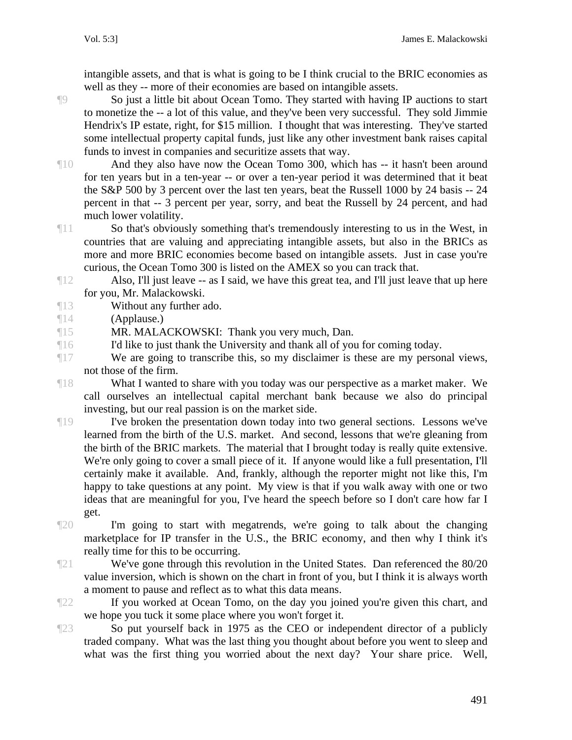intangible assets, and that is what is going to be I think crucial to the BRIC economies as well as they -- more of their economies are based on intangible assets.

¶9 So just a little bit about Ocean Tomo. They started with having IP auctions to start to monetize the -- a lot of this value, and they've been very successful. They sold Jimmie Hendrix's IP estate, right, for $15 million. I thought that was interesting. They've started some intellectual property capital funds, just like any other investment bank raises capital funds to invest in companies and securitize assets that way.

¶10 And they also have now the Ocean Tomo 300, which has -- it hasn't been around for ten years but in a ten-year -- or over a ten-year period it was determined that it beat the S&P 500 by 3 percent over the last ten years, beat the Russell 1000 by 24 basis -- 24 percent in that -- 3 percent per year, sorry, and beat the Russell by 24 percent, and had much lower volatility.

¶11 So that's obviously something that's tremendously interesting to us in the West, in countries that are valuing and appreciating intangible assets, but also in the BRICs as more and more BRIC economies become based on intangible assets. Just in case you're curious, the Ocean Tomo 300 is listed on the AMEX so you can track that.

¶12 Also, I'll just leave -- as I said, we have this great tea, and I'll just leave that up here for you, Mr. Malackowski.

¶13 Without any further ado.

¶14 (Applause.)

¶15 MR. MALACKOWSKI: Thank you very much, Dan.

¶16 I'd like to just thank the University and thank all of you for coming today.

¶17 We are going to transcribe this, so my disclaimer is these are my personal views, not those of the firm.

¶18 What I wanted to share with you today was our perspective as a market maker. We call ourselves an intellectual capital merchant bank because we also do principal investing, but our real passion is on the market side.

¶19 I've broken the presentation down today into two general sections. Lessons we've learned from the birth of the U.S. market. And second, lessons that we're gleaning from the birth of the BRIC markets. The material that I brought today is really quite extensive. We're only going to cover a small piece of it. If anyone would like a full presentation, I'll certainly make it available. And, frankly, although the reporter might not like this, I'm happy to take questions at any point. My view is that if you walk away with one or two ideas that are meaningful for you, I've heard the speech before so I don't care how far I get.

¶20 I'm going to start with megatrends, we're going to talk about the changing marketplace for IP transfer in the U.S., the BRIC economy, and then why I think it's really time for this to be occurring.

¶21 We've gone through this revolution in the United States. Dan referenced the 80/20 value inversion, which is shown on the chart in front of you, but I think it is always worth a moment to pause and reflect as to what this data means.

¶22 If you worked at Ocean Tomo, on the day you joined you're given this chart, and we hope you tuck it some place where you won't forget it.

¶23 So put yourself back in 1975 as the CEO or independent director of a publicly traded company. What was the last thing you thought about before you went to sleep and what was the first thing you worried about the next day? Your share price. Well,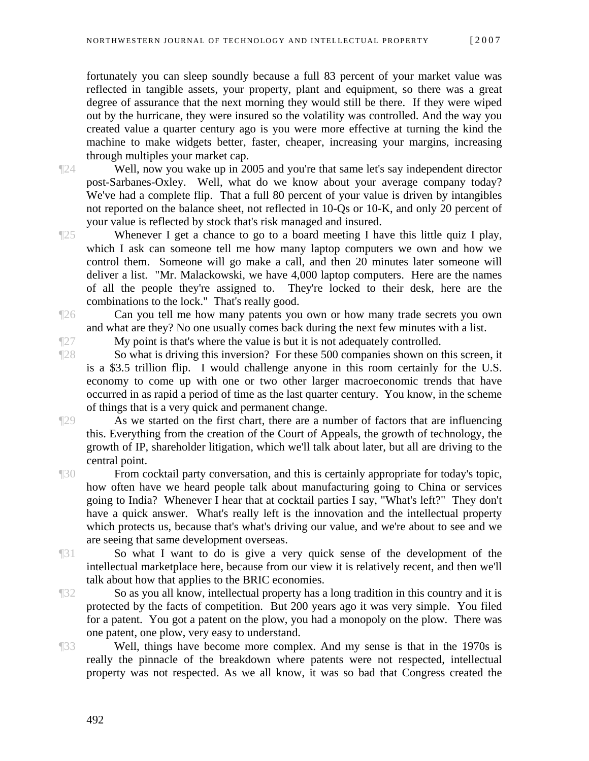fortunately you can sleep soundly because a full 83 percent of your market value was reflected in tangible assets, your property, plant and equipment, so there was a great degree of assurance that the next morning they would still be there. If they were wiped out by the hurricane, they were insured so the volatility was controlled. And the way you created value a quarter century ago is you were more effective at turning the kind the machine to make widgets better, faster, cheaper, increasing your margins, increasing through multiples your market cap.

¶24 Well, now you wake up in 2005 and you're that same let's say independent director post-Sarbanes-Oxley. Well, what do we know about your average company today? We've had a complete flip. That a full 80 percent of your value is driven by intangibles not reported on the balance sheet, not reflected in 10-Qs or 10-K, and only 20 percent of your value is reflected by stock that's risk managed and insured.

¶25 Whenever I get a chance to go to a board meeting I have this little quiz I play, which I ask can someone tell me how many laptop computers we own and how we control them. Someone will go make a call, and then 20 minutes later someone will deliver a list. "Mr. Malackowski, we have 4,000 laptop computers. Here are the names of all the people they're assigned to. They're locked to their desk, here are the combinations to the lock." That's really good.

¶26 Can you tell me how many patents you own or how many trade secrets you own and what are they? No one usually comes back during the next few minutes with a list.

¶27 My point is that's where the value is but it is not adequately controlled.

¶28 So what is driving this inversion? For these 500 companies shown on this screen, it is a $3.5 trillion flip. I would challenge anyone in this room certainly for the U.S. economy to come up with one or two other larger macroeconomic trends that have occurred in as rapid a period of time as the last quarter century. You know, in the scheme of things that is a very quick and permanent change.

¶29 As we started on the first chart, there are a number of factors that are influencing this. Everything from the creation of the Court of Appeals, the growth of technology, the growth of IP, shareholder litigation, which we'll talk about later, but all are driving to the central point.

¶30 From cocktail party conversation, and this is certainly appropriate for today's topic, how often have we heard people talk about manufacturing going to China or services going to India? Whenever I hear that at cocktail parties I say, "What's left?" They don't have a quick answer. What's really left is the innovation and the intellectual property which protects us, because that's what's driving our value, and we're about to see and we are seeing that same development overseas.

¶31 So what I want to do is give a very quick sense of the development of the intellectual marketplace here, because from our view it is relatively recent, and then we'll talk about how that applies to the BRIC economies.

¶32 So as you all know, intellectual property has a long tradition in this country and it is protected by the facts of competition. But 200 years ago it was very simple. You filed for a patent. You got a patent on the plow, you had a monopoly on the plow. There was one patent, one plow, very easy to understand.

¶33 Well, things have become more complex. And my sense is that in the 1970s is really the pinnacle of the breakdown where patents were not respected, intellectual property was not respected. As we all know, it was so bad that Congress created the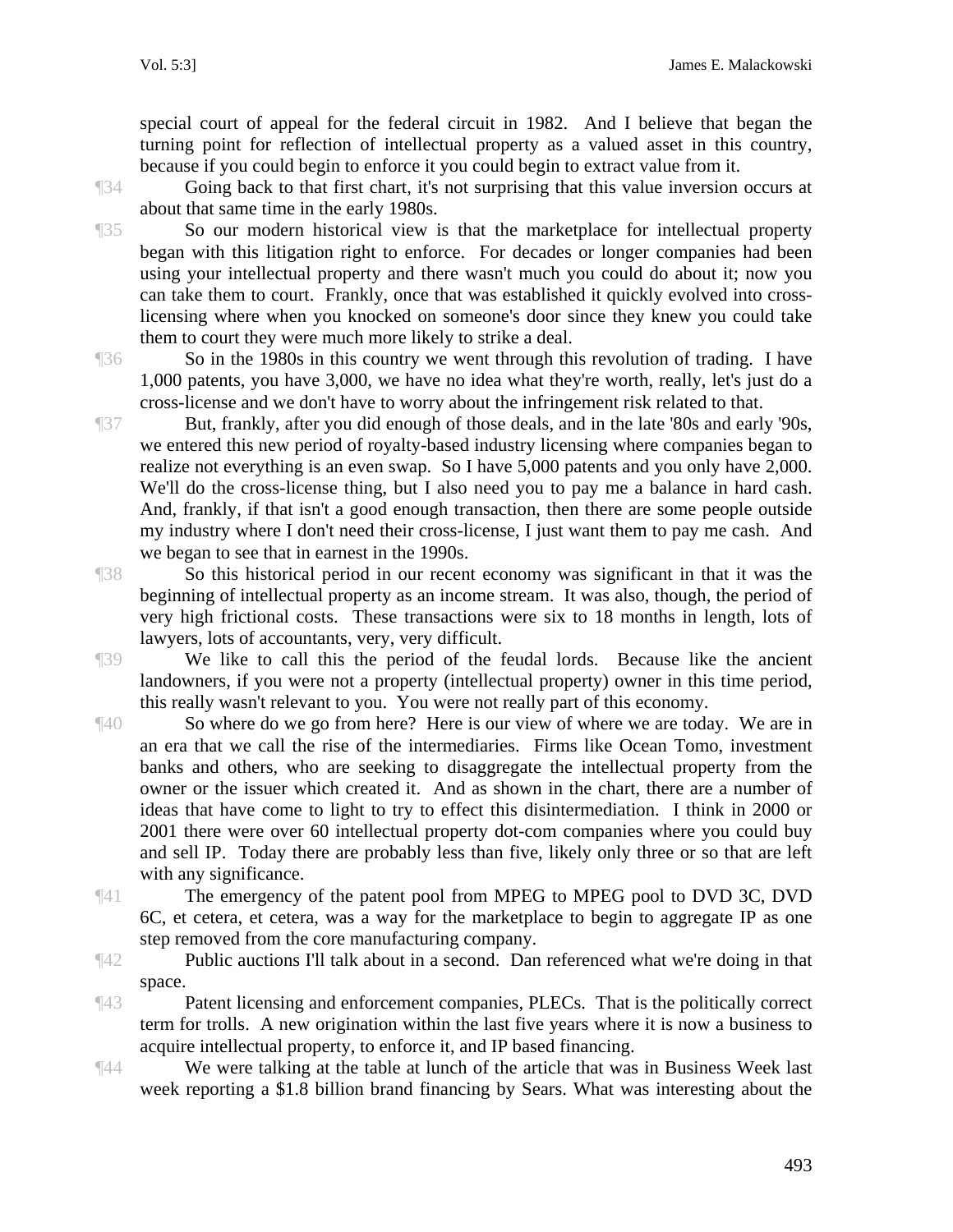special court of appeal for the federal circuit in 1982. And I believe that began the turning point for reflection of intellectual property as a valued asset in this country, because if you could begin to enforce it you could begin to extract value from it.

¶34 Going back to that first chart, it's not surprising that this value inversion occurs at about that same time in the early 1980s.

¶35 So our modern historical view is that the marketplace for intellectual property began with this litigation right to enforce. For decades or longer companies had been using your intellectual property and there wasn't much you could do about it; now you can take them to court. Frankly, once that was established it quickly evolved into cross-licensing where when you knocked on someone's door since they knew you could take them to court they were much more likely to strike a deal.

¶36 So in the 1980s in this country we went through this revolution of trading. I have 1,000 patents, you have 3,000, we have no idea what they're worth, really, let's just do a cross-license and we don't have to worry about the infringement risk related to that.

¶37 But, frankly, after you did enough of those deals, and in the late '80s and early '90s, we entered this new period of royalty-based industry licensing where companies began to realize not everything is an even swap. So I have 5,000 patents and you only have 2,000. We'll do the cross-license thing, but I also need you to pay me a balance in hard cash. And, frankly, if that isn't a good enough transaction, then there are some people outside my industry where I don't need their cross-license, I just want them to pay me cash. And we began to see that in earnest in the 1990s.

¶38 So this historical period in our recent economy was significant in that it was the beginning of intellectual property as an income stream. It was also, though, the period of very high frictional costs. These transactions were six to 18 months in length, lots of lawyers, lots of accountants, very, very difficult.

¶39 We like to call this the period of the feudal lords. Because like the ancient landowners, if you were not a property (intellectual property) owner in this time period, this really wasn't relevant to you. You were not really part of this economy.

¶40 So where do we go from here? Here is our view of where we are today. We are in an era that we call the rise of the intermediaries. Firms like Ocean Tomo, investment banks and others, who are seeking to disaggregate the intellectual property from the owner or the issuer which created it. And as shown in the chart, there are a number of ideas that have come to light to try to effect this disintermediation. I think in 2000 or 2001 there were over 60 intellectual property dot-com companies where you could buy and sell IP. Today there are probably less than five, likely only three or so that are left with any significance.

¶41 The emergency of the patent pool from MPEG to MPEG pool to DVD 3C, DVD 6C, et cetera, et cetera, was a way for the marketplace to begin to aggregate IP as one step removed from the core manufacturing company.

¶42 Public auctions I'll talk about in a second. Dan referenced what we're doing in that space.

¶43 Patent licensing and enforcement companies, PLECs. That is the politically correct term for trolls. A new origination within the last five years where it is now a business to acquire intellectual property, to enforce it, and IP based financing.

¶44 We were talking at the table at lunch of the article that was in Business Week last week reporting a $1.8 billion brand financing by Sears. What was interesting about the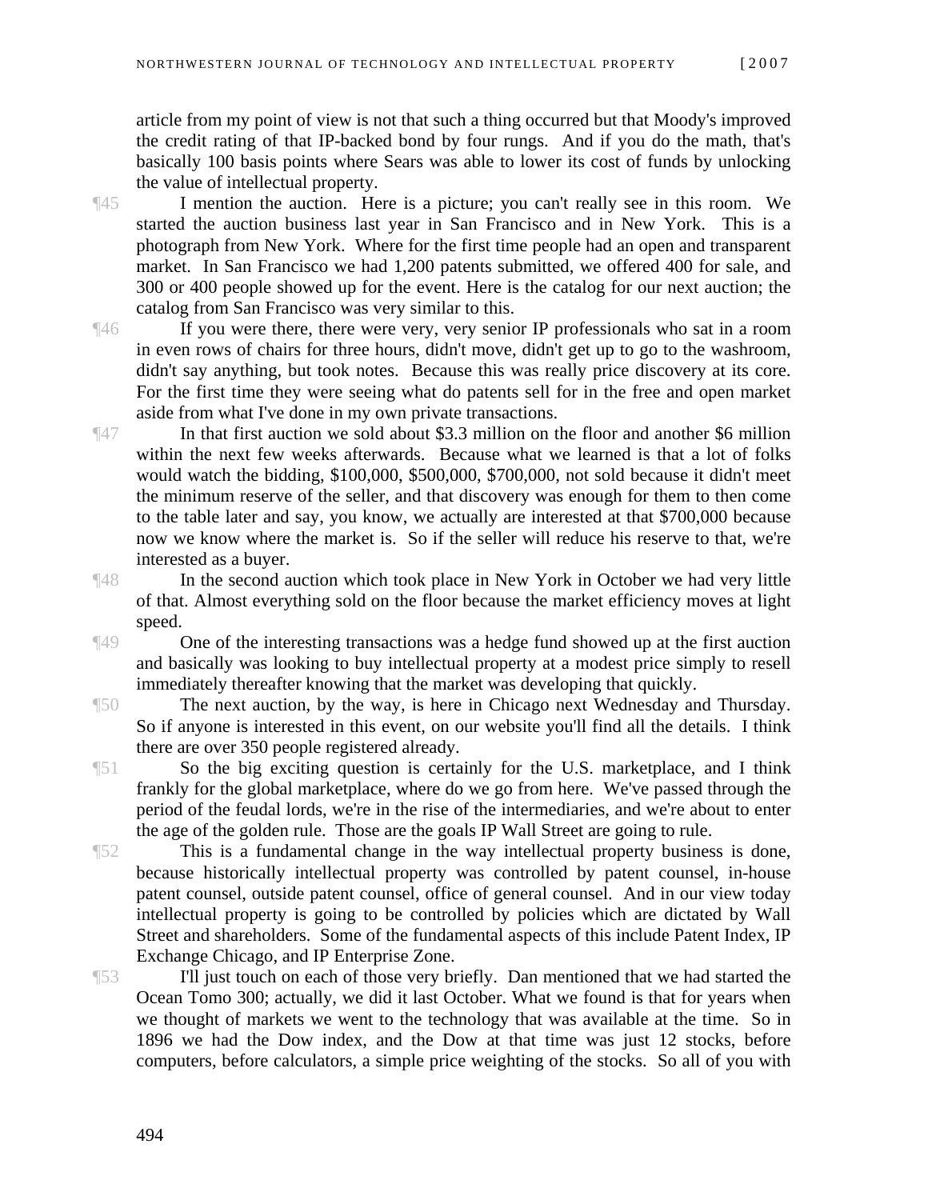article from my point of view is not that such a thing occurred but that Moody's improved the credit rating of that IP-backed bond by four rungs. And if you do the math, that's basically 100 basis points where Sears was able to lower its cost of funds by unlocking the value of intellectual property.

¶45 I mention the auction. Here is a picture; you can't really see in this room. We started the auction business last year in San Francisco and in New York. This is a photograph from New York. Where for the first time people had an open and transparent market. In San Francisco we had 1,200 patents submitted, we offered 400 for sale, and 300 or 400 people showed up for the event. Here is the catalog for our next auction; the catalog from San Francisco was very similar to this.

¶46 If you were there, there were very, very senior IP professionals who sat in a room in even rows of chairs for three hours, didn't move, didn't get up to go to the washroom, didn't say anything, but took notes. Because this was really price discovery at its core. For the first time they were seeing what do patents sell for in the free and open market aside from what I've done in my own private transactions.

¶47 In that first auction we sold about $3.3 million on the floor and another $6 million within the next few weeks afterwards. Because what we learned is that a lot of folks would watch the bidding, $100,000, $500,000, $700,000, not sold because it didn't meet the minimum reserve of the seller, and that discovery was enough for them to then come to the table later and say, you know, we actually are interested at that $700,000 because now we know where the market is. So if the seller will reduce his reserve to that, we're interested as a buyer.

¶48 In the second auction which took place in New York in October we had very little of that. Almost everything sold on the floor because the market efficiency moves at light speed.

¶49 One of the interesting transactions was a hedge fund showed up at the first auction and basically was looking to buy intellectual property at a modest price simply to resell immediately thereafter knowing that the market was developing that quickly.

¶50 The next auction, by the way, is here in Chicago next Wednesday and Thursday. So if anyone is interested in this event, on our website you'll find all the details. I think there are over 350 people registered already.

¶51 So the big exciting question is certainly for the U.S. marketplace, and I think frankly for the global marketplace, where do we go from here. We've passed through the period of the feudal lords, we're in the rise of the intermediaries, and we're about to enter the age of the golden rule. Those are the goals IP Wall Street are going to rule.

¶52 This is a fundamental change in the way intellectual property business is done, because historically intellectual property was controlled by patent counsel, in-house patent counsel, outside patent counsel, office of general counsel. And in our view today intellectual property is going to be controlled by policies which are dictated by Wall Street and shareholders. Some of the fundamental aspects of this include Patent Index, IP Exchange Chicago, and IP Enterprise Zone.

¶53 I'll just touch on each of those very briefly. Dan mentioned that we had started the Ocean Tomo 300; actually, we did it last October. What we found is that for years when we thought of markets we went to the technology that was available at the time. So in 1896 we had the Dow index, and the Dow at that time was just 12 stocks, before computers, before calculators, a simple price weighting of the stocks. So all of you with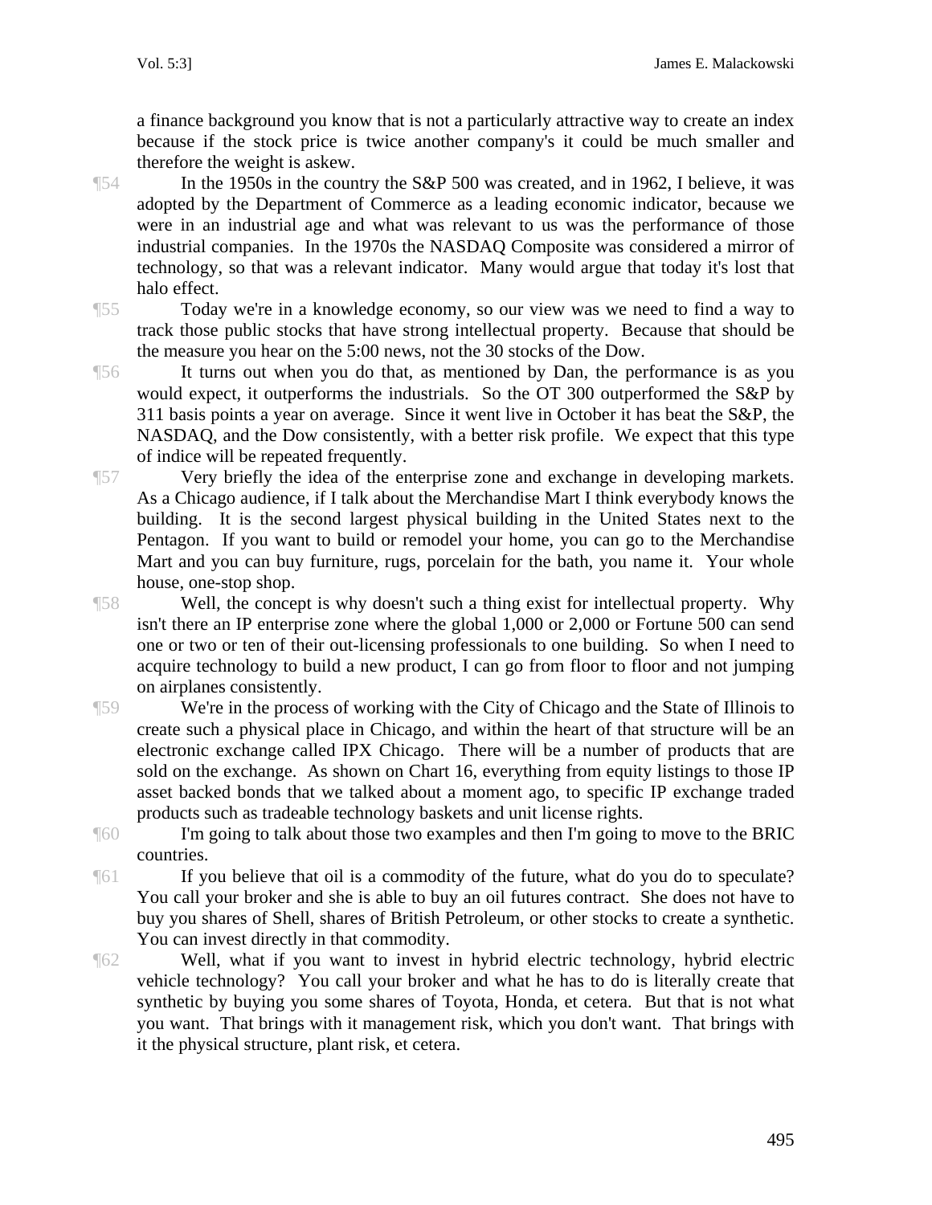a finance background you know that is not a particularly attractive way to create an index because if the stock price is twice another company's it could be much smaller and therefore the weight is askew.

¶54 In the 1950s in the country the S&P 500 was created, and in 1962, I believe, it was adopted by the Department of Commerce as a leading economic indicator, because we were in an industrial age and what was relevant to us was the performance of those industrial companies. In the 1970s the NASDAQ Composite was considered a mirror of technology, so that was a relevant indicator. Many would argue that today it's lost that halo effect.

¶55 Today we're in a knowledge economy, so our view was we need to find a way to track those public stocks that have strong intellectual property. Because that should be the measure you hear on the 5:00 news, not the 30 stocks of the Dow.

¶56 It turns out when you do that, as mentioned by Dan, the performance is as you would expect, it outperforms the industrials. So the OT 300 outperformed the S&P by 311 basis points a year on average. Since it went live in October it has beat the S&P, the NASDAQ, and the Dow consistently, with a better risk profile. We expect that this type of indice will be repeated frequently.

¶57 Very briefly the idea of the enterprise zone and exchange in developing markets. As a Chicago audience, if I talk about the Merchandise Mart I think everybody knows the building. It is the second largest physical building in the United States next to the Pentagon. If you want to build or remodel your home, you can go to the Merchandise Mart and you can buy furniture, rugs, porcelain for the bath, you name it. Your whole house, one-stop shop.

¶58 Well, the concept is why doesn't such a thing exist for intellectual property. Why isn't there an IP enterprise zone where the global 1,000 or 2,000 or Fortune 500 can send one or two or ten of their out-licensing professionals to one building. So when I need to acquire technology to build a new product, I can go from floor to floor and not jumping on airplanes consistently.

¶59 We're in the process of working with the City of Chicago and the State of Illinois to create such a physical place in Chicago, and within the heart of that structure will be an electronic exchange called IPX Chicago. There will be a number of products that are sold on the exchange. As shown on Chart 16, everything from equity listings to those IP asset backed bonds that we talked about a moment ago, to specific IP exchange traded products such as tradeable technology baskets and unit license rights.

¶60 I'm going to talk about those two examples and then I'm going to move to the BRIC countries.

¶61 If you believe that oil is a commodity of the future, what do you do to speculate? You call your broker and she is able to buy an oil futures contract. She does not have to buy you shares of Shell, shares of British Petroleum, or other stocks to create a synthetic. You can invest directly in that commodity.

¶62 Well, what if you want to invest in hybrid electric technology, hybrid electric vehicle technology? You call your broker and what he has to do is literally create that synthetic by buying you some shares of Toyota, Honda, et cetera. But that is not what you want. That brings with it management risk, which you don't want. That brings with it the physical structure, plant risk, et cetera.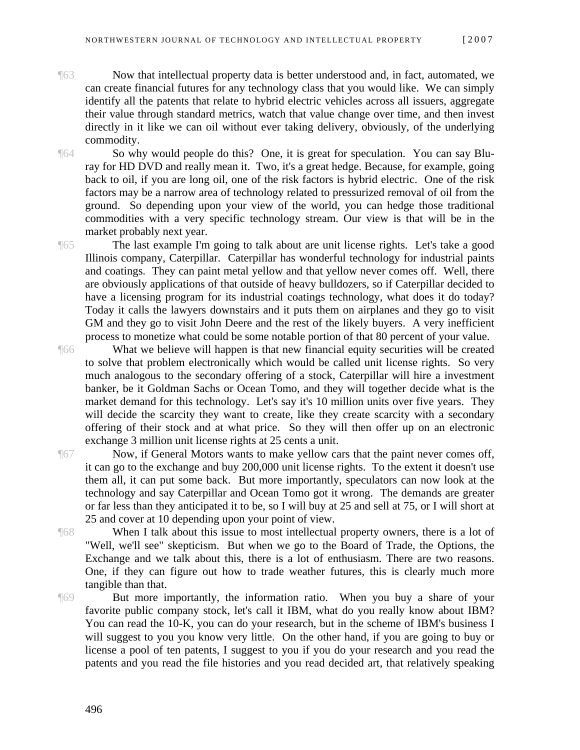¶63 Now that intellectual property data is better understood and, in fact, automated, we can create financial futures for any technology class that you would like. We can simply identify all the patents that relate to hybrid electric vehicles across all issuers, aggregate their value through standard metrics, watch that value change over time, and then invest directly in it like we can oil without ever taking delivery, obviously, of the underlying commodity.

¶64 So why would people do this? One, it is great for speculation. You can say Blu-ray for HD DVD and really mean it. Two, it's a great hedge. Because, for example, going back to oil, if you are long oil, one of the risk factors is hybrid electric. One of the risk factors may be a narrow area of technology related to pressurized removal of oil from the ground. So depending upon your view of the world, you can hedge those traditional commodities with a very specific technology stream. Our view is that will be in the market probably next year.

¶65 The last example I'm going to talk about are unit license rights. Let's take a good Illinois company, Caterpillar. Caterpillar has wonderful technology for industrial paints and coatings. They can paint metal yellow and that yellow never comes off. Well, there are obviously applications of that outside of heavy bulldozers, so if Caterpillar decided to have a licensing program for its industrial coatings technology, what does it do today? Today it calls the lawyers downstairs and it puts them on airplanes and they go to visit GM and they go to visit John Deere and the rest of the likely buyers. A very inefficient process to monetize what could be some notable portion of that 80 percent of your value.

¶66 What we believe will happen is that new financial equity securities will be created to solve that problem electronically which would be called unit license rights. So very much analogous to the secondary offering of a stock, Caterpillar will hire a investment banker, be it Goldman Sachs or Ocean Tomo, and they will together decide what is the market demand for this technology. Let's say it's 10 million units over five years. They will decide the scarcity they want to create, like they create scarcity with a secondary offering of their stock and at what price. So they will then offer up on an electronic exchange 3 million unit license rights at 25 cents a unit.

¶67 Now, if General Motors wants to make yellow cars that the paint never comes off, it can go to the exchange and buy 200,000 unit license rights. To the extent it doesn't use them all, it can put some back. But more importantly, speculators can now look at the technology and say Caterpillar and Ocean Tomo got it wrong. The demands are greater or far less than they anticipated it to be, so I will buy at 25 and sell at 75, or I will short at 25 and cover at 10 depending upon your point of view.

¶68 When I talk about this issue to most intellectual property owners, there is a lot of "Well, we'll see" skepticism. But when we go to the Board of Trade, the Options, the Exchange and we talk about this, there is a lot of enthusiasm. There are two reasons. One, if they can figure out how to trade weather futures, this is clearly much more tangible than that.

¶69 But more importantly, the information ratio. When you buy a share of your favorite public company stock, let's call it IBM, what do you really know about IBM? You can read the 10-K, you can do your research, but in the scheme of IBM's business I will suggest to you you know very little. On the other hand, if you are going to buy or license a pool of ten patents, I suggest to you if you do your research and you read the patents and you read the file histories and you read decided art, that relatively speaking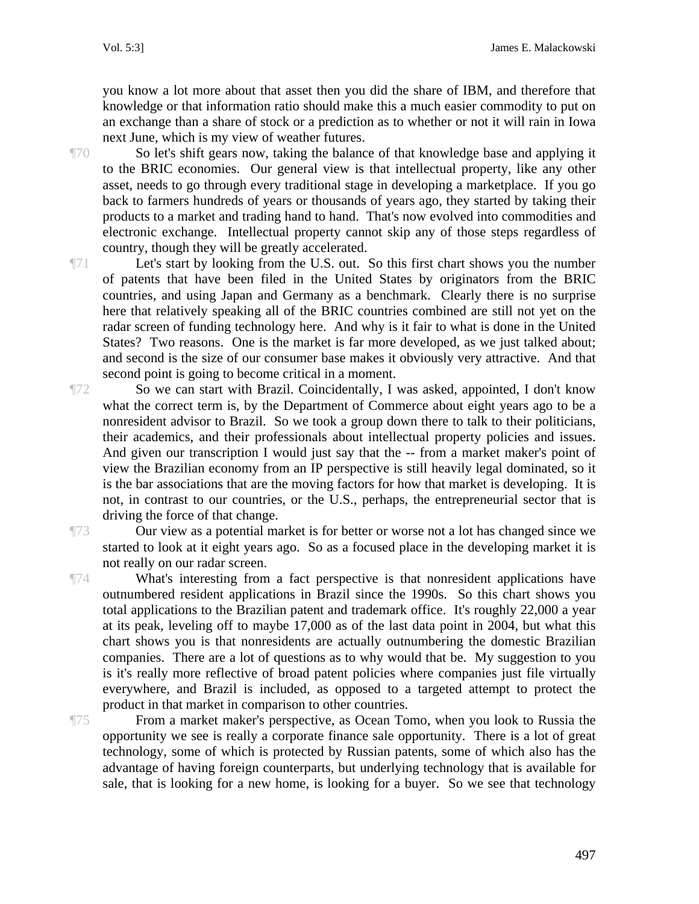you know a lot more about that asset then you did the share of IBM, and therefore that knowledge or that information ratio should make this a much easier commodity to put on an exchange than a share of stock or a prediction as to whether or not it will rain in Iowa next June, which is my view of weather futures.

¶70 So let's shift gears now, taking the balance of that knowledge base and applying it to the BRIC economies. Our general view is that intellectual property, like any other asset, needs to go through every traditional stage in developing a marketplace. If you go back to farmers hundreds of years or thousands of years ago, they started by taking their products to a market and trading hand to hand. That's now evolved into commodities and electronic exchange. Intellectual property cannot skip any of those steps regardless of country, though they will be greatly accelerated.

¶71 Let's start by looking from the U.S. out. So this first chart shows you the number of patents that have been filed in the United States by originators from the BRIC countries, and using Japan and Germany as a benchmark. Clearly there is no surprise here that relatively speaking all of the BRIC countries combined are still not yet on the radar screen of funding technology here. And why is it fair to what is done in the United States? Two reasons. One is the market is far more developed, as we just talked about; and second is the size of our consumer base makes it obviously very attractive. And that second point is going to become critical in a moment.

¶72 So we can start with Brazil. Coincidentally, I was asked, appointed, I don't know what the correct term is, by the Department of Commerce about eight years ago to be a nonresident advisor to Brazil. So we took a group down there to talk to their politicians, their academics, and their professionals about intellectual property policies and issues. And given our transcription I would just say that the -- from a market maker's point of view the Brazilian economy from an IP perspective is still heavily legal dominated, so it is the bar associations that are the moving factors for how that market is developing. It is not, in contrast to our countries, or the U.S., perhaps, the entrepreneurial sector that is driving the force of that change.

¶73 Our view as a potential market is for better or worse not a lot has changed since we started to look at it eight years ago. So as a focused place in the developing market it is not really on our radar screen.

¶74 What's interesting from a fact perspective is that nonresident applications have outnumbered resident applications in Brazil since the 1990s. So this chart shows you total applications to the Brazilian patent and trademark office. It's roughly 22,000 a year at its peak, leveling off to maybe 17,000 as of the last data point in 2004, but what this chart shows you is that nonresidents are actually outnumbering the domestic Brazilian companies. There are a lot of questions as to why would that be. My suggestion to you is it's really more reflective of broad patent policies where companies just file virtually everywhere, and Brazil is included, as opposed to a targeted attempt to protect the product in that market in comparison to other countries.

¶75 From a market maker's perspective, as Ocean Tomo, when you look to Russia the opportunity we see is really a corporate finance sale opportunity. There is a lot of great technology, some of which is protected by Russian patents, some of which also has the advantage of having foreign counterparts, but underlying technology that is available for sale, that is looking for a new home, is looking for a buyer. So we see that technology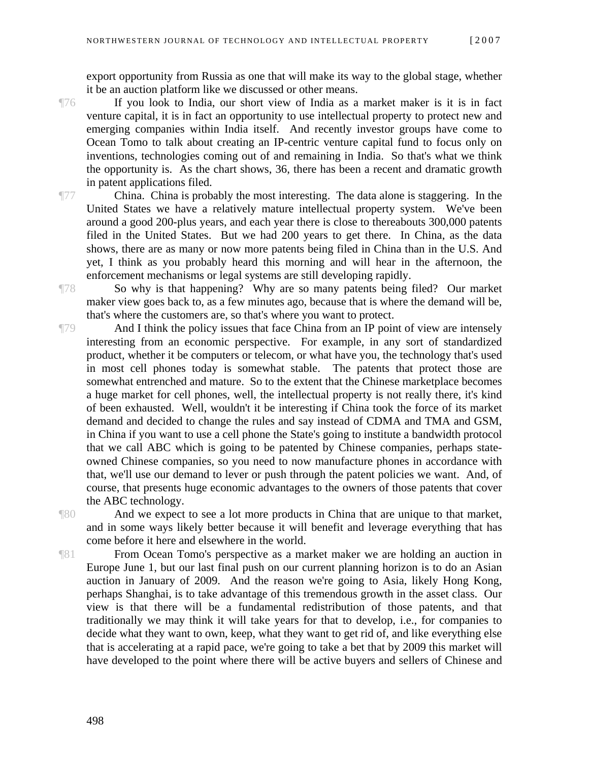export opportunity from Russia as one that will make its way to the global stage, whether it be an auction platform like we discussed or other means.

¶76 If you look to India, our short view of India as a market maker is it is in fact venture capital, it is in fact an opportunity to use intellectual property to protect new and emerging companies within India itself. And recently investor groups have come to Ocean Tomo to talk about creating an IP-centric venture capital fund to focus only on inventions, technologies coming out of and remaining in India. So that's what we think the opportunity is. As the chart shows, 36, there has been a recent and dramatic growth in patent applications filed.

¶77 China. China is probably the most interesting. The data alone is staggering. In the United States we have a relatively mature intellectual property system. We've been around a good 200-plus years, and each year there is close to thereabouts 300,000 patents filed in the United States. But we had 200 years to get there. In China, as the data shows, there are as many or now more patents being filed in China than in the U.S. And yet, I think as you probably heard this morning and will hear in the afternoon, the enforcement mechanisms or legal systems are still developing rapidly.

¶78 So why is that happening? Why are so many patents being filed? Our market maker view goes back to, as a few minutes ago, because that is where the demand will be, that's where the customers are, so that's where you want to protect.

¶79 And I think the policy issues that face China from an IP point of view are intensely interesting from an economic perspective. For example, in any sort of standardized product, whether it be computers or telecom, or what have you, the technology that's used in most cell phones today is somewhat stable. The patents that protect those are somewhat entrenched and mature. So to the extent that the Chinese marketplace becomes a huge market for cell phones, well, the intellectual property is not really there, it's kind of been exhausted. Well, wouldn't it be interesting if China took the force of its market demand and decided to change the rules and say instead of CDMA and TMA and GSM, in China if you want to use a cell phone the State's going to institute a bandwidth protocol that we call ABC which is going to be patented by Chinese companies, perhaps state-owned Chinese companies, so you need to now manufacture phones in accordance with that, we'll use our demand to lever or push through the patent policies we want. And, of course, that presents huge economic advantages to the owners of those patents that cover the ABC technology.

¶80 And we expect to see a lot more products in China that are unique to that market, and in some ways likely better because it will benefit and leverage everything that has come before it here and elsewhere in the world.

¶81 From Ocean Tomo's perspective as a market maker we are holding an auction in Europe June 1, but our last final push on our current planning horizon is to do an Asian auction in January of 2009. And the reason we're going to Asia, likely Hong Kong, perhaps Shanghai, is to take advantage of this tremendous growth in the asset class. Our view is that there will be a fundamental redistribution of those patents, and that traditionally we may think it will take years for that to develop, i.e., for companies to decide what they want to own, keep, what they want to get rid of, and like everything else that is accelerating at a rapid pace, we're going to take a bet that by 2009 this market will have developed to the point where there will be active buyers and sellers of Chinese and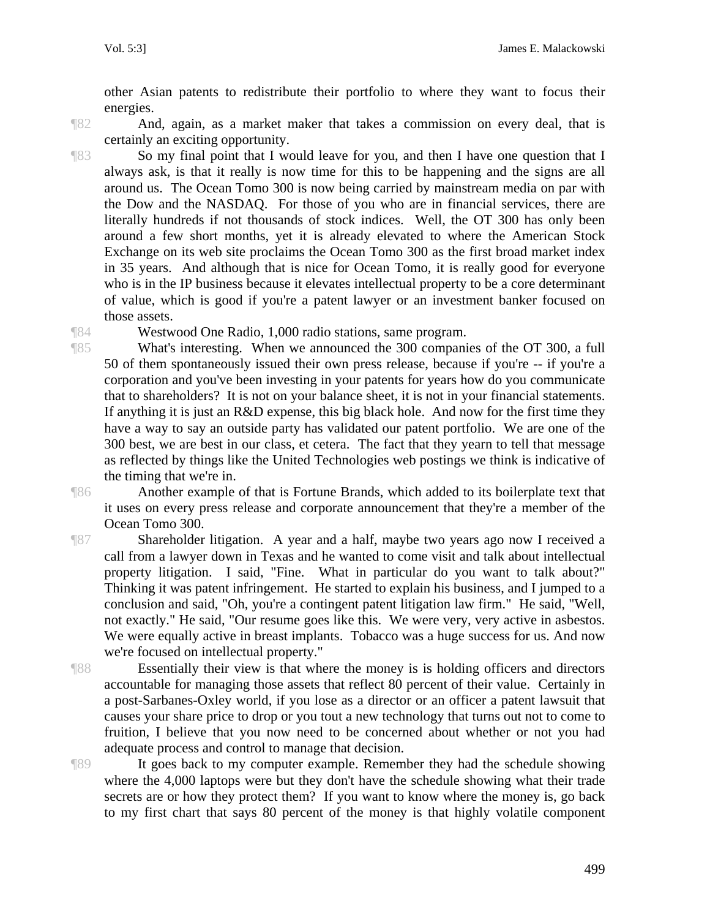other Asian patents to redistribute their portfolio to where they want to focus their energies.

¶82 And, again, as a market maker that takes a commission on every deal, that is certainly an exciting opportunity.

¶83 So my final point that I would leave for you, and then I have one question that I always ask, is that it really is now time for this to be happening and the signs are all around us. The Ocean Tomo 300 is now being carried by mainstream media on par with the Dow and the NASDAQ. For those of you who are in financial services, there are literally hundreds if not thousands of stock indices. Well, the OT 300 has only been around a few short months, yet it is already elevated to where the American Stock Exchange on its web site proclaims the Ocean Tomo 300 as the first broad market index in 35 years. And although that is nice for Ocean Tomo, it is really good for everyone who is in the IP business because it elevates intellectual property to be a core determinant of value, which is good if you're a patent lawyer or an investment banker focused on those assets.

¶84 Westwood One Radio, 1,000 radio stations, same program.

¶85 What's interesting. When we announced the 300 companies of the OT 300, a full 50 of them spontaneously issued their own press release, because if you're -- if you're a corporation and you've been investing in your patents for years how do you communicate that to shareholders? It is not on your balance sheet, it is not in your financial statements. If anything it is just an R&D expense, this big black hole. And now for the first time they have a way to say an outside party has validated our patent portfolio. We are one of the 300 best, we are best in our class, et cetera. The fact that they yearn to tell that message as reflected by things like the United Technologies web postings we think is indicative of the timing that we're in.

¶86 Another example of that is Fortune Brands, which added to its boilerplate text that it uses on every press release and corporate announcement that they're a member of the Ocean Tomo 300.

¶87 Shareholder litigation. A year and a half, maybe two years ago now I received a call from a lawyer down in Texas and he wanted to come visit and talk about intellectual property litigation. I said, "Fine. What in particular do you want to talk about?" Thinking it was patent infringement. He started to explain his business, and I jumped to a conclusion and said, "Oh, you're a contingent patent litigation law firm." He said, "Well, not exactly." He said, "Our resume goes like this. We were very, very active in asbestos. We were equally active in breast implants. Tobacco was a huge success for us. And now we're focused on intellectual property."

¶88 Essentially their view is that where the money is is holding officers and directors accountable for managing those assets that reflect 80 percent of their value. Certainly in a post-Sarbanes-Oxley world, if you lose as a director or an officer a patent lawsuit that causes your share price to drop or you tout a new technology that turns out not to come to fruition, I believe that you now need to be concerned about whether or not you had adequate process and control to manage that decision.

¶89 It goes back to my computer example. Remember they had the schedule showing where the 4,000 laptops were but they don't have the schedule showing what their trade secrets are or how they protect them? If you want to know where the money is, go back to my first chart that says 80 percent of the money is that highly volatile component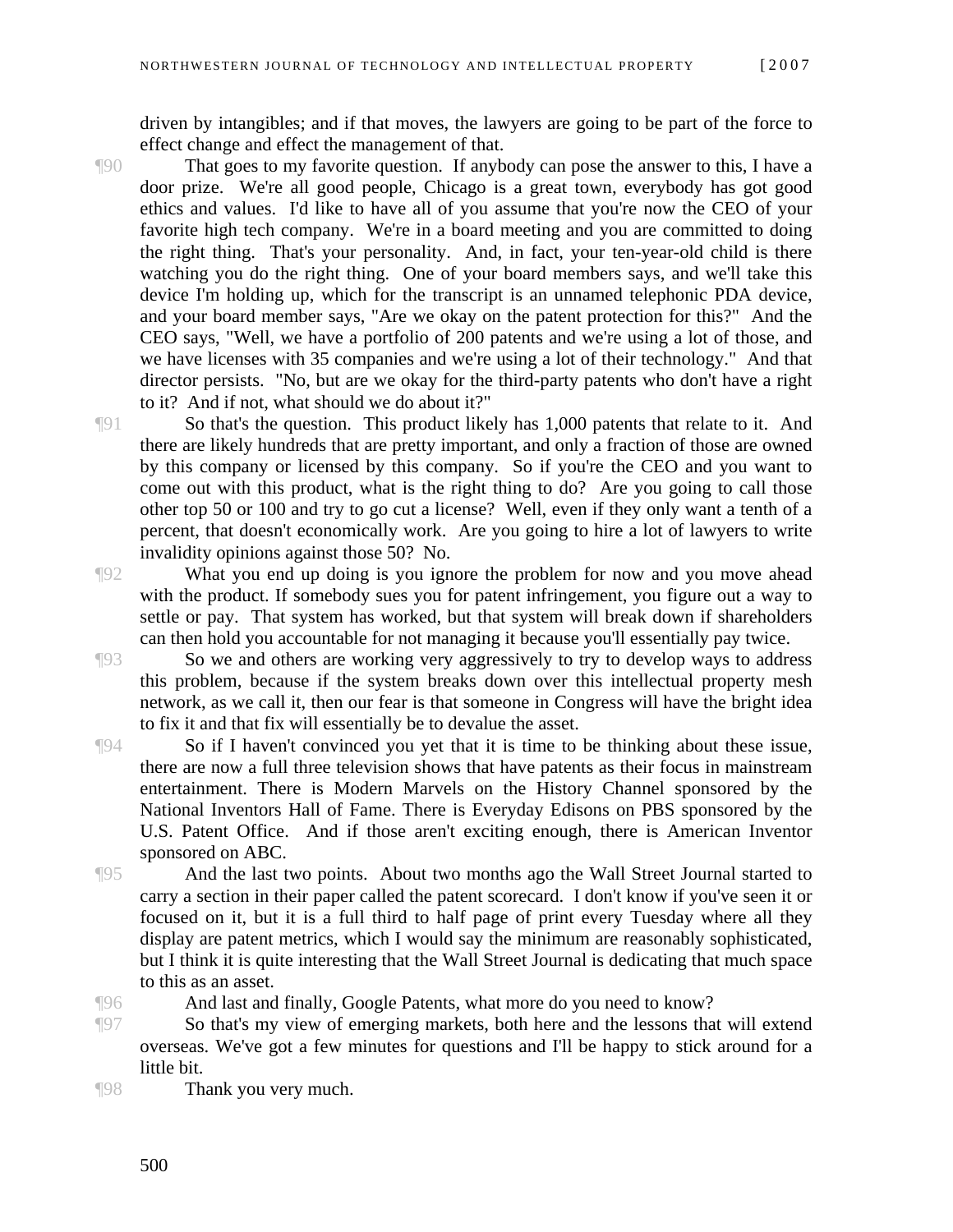driven by intangibles; and if that moves, the lawyers are going to be part of the force to effect change and effect the management of that.

¶90 That goes to my favorite question. If anybody can pose the answer to this, I have a door prize. We're all good people, Chicago is a great town, everybody has got good ethics and values. I'd like to have all of you assume that you're now the CEO of your favorite high tech company. We're in a board meeting and you are committed to doing the right thing. That's your personality. And, in fact, your ten-year-old child is there watching you do the right thing. One of your board members says, and we'll take this device I'm holding up, which for the transcript is an unnamed telephonic PDA device, and your board member says, "Are we okay on the patent protection for this?" And the CEO says, "Well, we have a portfolio of 200 patents and we're using a lot of those, and we have licenses with 35 companies and we're using a lot of their technology." And that director persists. "No, but are we okay for the third-party patents who don't have a right to it? And if not, what should we do about it?"

¶91 So that's the question. This product likely has 1,000 patents that relate to it. And there are likely hundreds that are pretty important, and only a fraction of those are owned by this company or licensed by this company. So if you're the CEO and you want to come out with this product, what is the right thing to do? Are you going to call those other top 50 or 100 and try to go cut a license? Well, even if they only want a tenth of a percent, that doesn't economically work. Are you going to hire a lot of lawyers to write invalidity opinions against those 50? No.

¶92 What you end up doing is you ignore the problem for now and you move ahead with the product. If somebody sues you for patent infringement, you figure out a way to settle or pay. That system has worked, but that system will break down if shareholders can then hold you accountable for not managing it because you'll essentially pay twice.

¶93 So we and others are working very aggressively to try to develop ways to address this problem, because if the system breaks down over this intellectual property mesh network, as we call it, then our fear is that someone in Congress will have the bright idea to fix it and that fix will essentially be to devalue the asset.

¶94 So if I haven't convinced you yet that it is time to be thinking about these issue, there are now a full three television shows that have patents as their focus in mainstream entertainment. There is Modern Marvels on the History Channel sponsored by the National Inventors Hall of Fame. There is Everyday Edisons on PBS sponsored by the U.S. Patent Office. And if those aren't exciting enough, there is American Inventor sponsored on ABC.

¶95 And the last two points. About two months ago the Wall Street Journal started to carry a section in their paper called the patent scorecard. I don't know if you've seen it or focused on it, but it is a full third to half page of print every Tuesday where all they display are patent metrics, which I would say the minimum are reasonably sophisticated, but I think it is quite interesting that the Wall Street Journal is dedicating that much space to this as an asset.

¶96 And last and finally, Google Patents, what more do you need to know?

¶97 So that's my view of emerging markets, both here and the lessons that will extend overseas. We've got a few minutes for questions and I'll be happy to stick around for a little bit.

¶98 Thank you very much.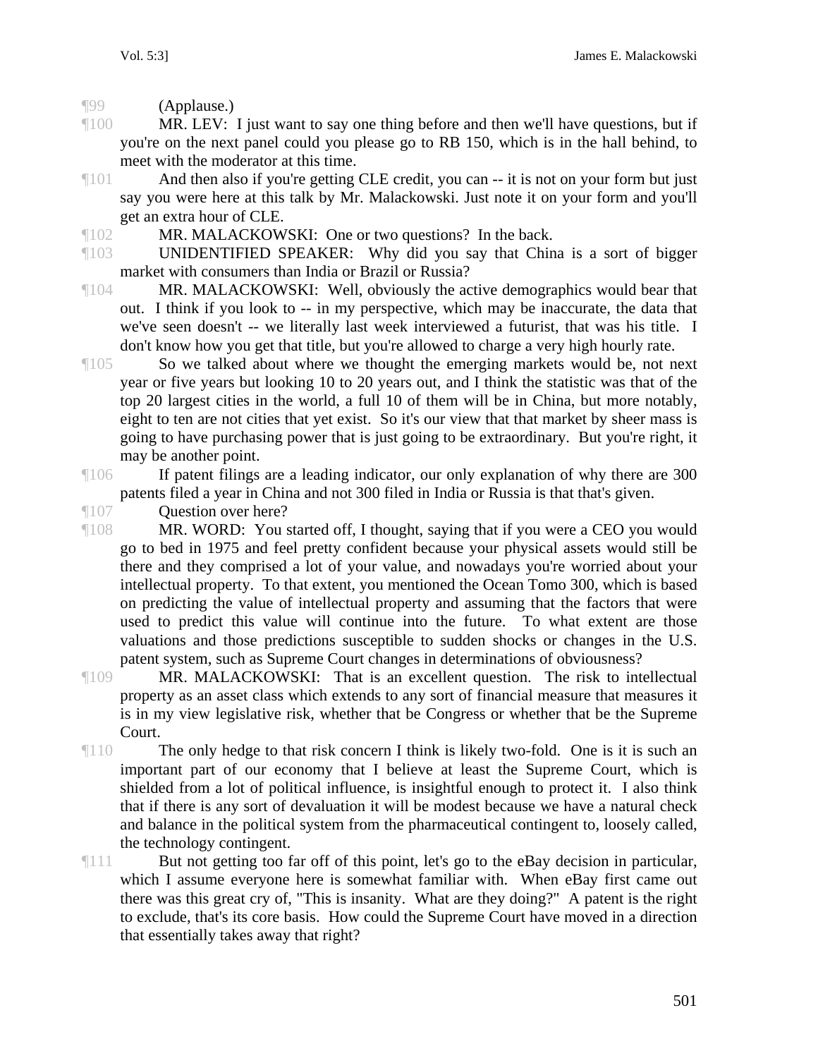¶99 (Applause.)

¶100 MR. LEV: I just want to say one thing before and then we'll have questions, but if you're on the next panel could you please go to RB 150, which is in the hall behind, to meet with the moderator at this time.

¶101 And then also if you're getting CLE credit, you can -- it is not on your form but just say you were here at this talk by Mr. Malackowski. Just note it on your form and you'll get an extra hour of CLE.

¶102 MR. MALACKOWSKI: One or two questions? In the back.

¶103 UNIDENTIFIED SPEAKER: Why did you say that China is a sort of bigger market with consumers than India or Brazil or Russia?

¶104 MR. MALACKOWSKI: Well, obviously the active demographics would bear that out. I think if you look to -- in my perspective, which may be inaccurate, the data that we've seen doesn't -- we literally last week interviewed a futurist, that was his title. I don't know how you get that title, but you're allowed to charge a very high hourly rate.

¶105 So we talked about where we thought the emerging markets would be, not next year or five years but looking 10 to 20 years out, and I think the statistic was that of the top 20 largest cities in the world, a full 10 of them will be in China, but more notably, eight to ten are not cities that yet exist. So it's our view that that market by sheer mass is going to have purchasing power that is just going to be extraordinary. But you're right, it may be another point.

¶106 If patent filings are a leading indicator, our only explanation of why there are 300 patents filed a year in China and not 300 filed in India or Russia is that that's given.

¶107 Question over here?

¶108 MR. WORD: You started off, I thought, saying that if you were a CEO you would go to bed in 1975 and feel pretty confident because your physical assets would still be there and they comprised a lot of your value, and nowadays you're worried about your intellectual property. To that extent, you mentioned the Ocean Tomo 300, which is based on predicting the value of intellectual property and assuming that the factors that were used to predict this value will continue into the future. To what extent are those valuations and those predictions susceptible to sudden shocks or changes in the U.S. patent system, such as Supreme Court changes in determinations of obviousness?

¶109 MR. MALACKOWSKI: That is an excellent question. The risk to intellectual property as an asset class which extends to any sort of financial measure that measures it is in my view legislative risk, whether that be Congress or whether that be the Supreme Court.

¶110 The only hedge to that risk concern I think is likely two-fold. One is it is such an important part of our economy that I believe at least the Supreme Court, which is shielded from a lot of political influence, is insightful enough to protect it. I also think that if there is any sort of devaluation it will be modest because we have a natural check and balance in the political system from the pharmaceutical contingent to, loosely called, the technology contingent.

¶111 But not getting too far off of this point, let's go to the eBay decision in particular, which I assume everyone here is somewhat familiar with. When eBay first came out there was this great cry of, "This is insanity. What are they doing?" A patent is the right to exclude, that's its core basis. How could the Supreme Court have moved in a direction that essentially takes away that right?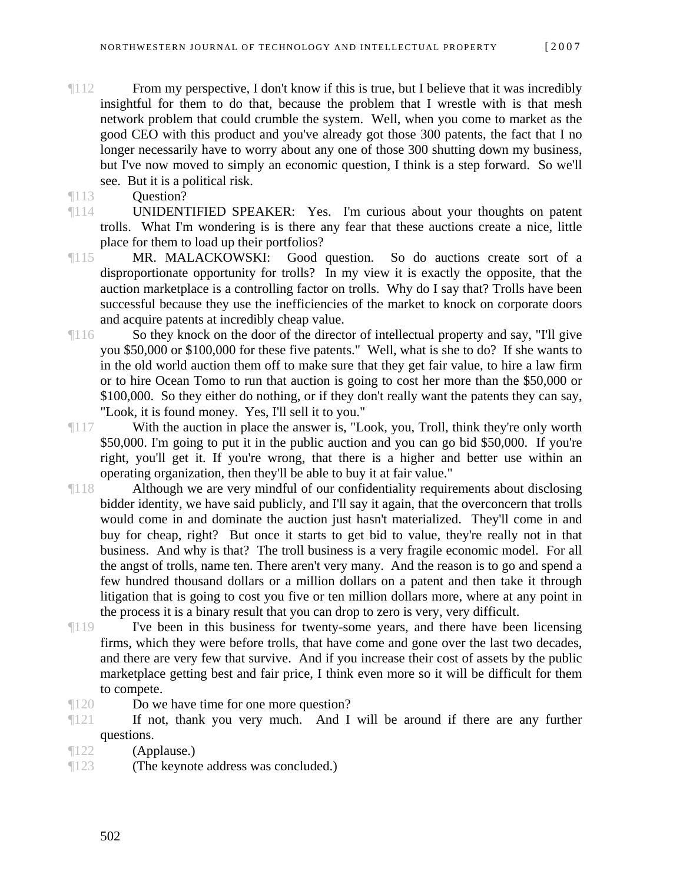¶112 From my perspective, I don't know if this is true, but I believe that it was incredibly insightful for them to do that, because the problem that I wrestle with is that mesh network problem that could crumble the system. Well, when you come to market as the good CEO with this product and you've already got those 300 patents, the fact that I no longer necessarily have to worry about any one of those 300 shutting down my business, but I've now moved to simply an economic question, I think is a step forward. So we'll see. But it is a political risk.

¶113 Question?

¶114 UNIDENTIFIED SPEAKER: Yes. I'm curious about your thoughts on patent trolls. What I'm wondering is is there any fear that these auctions create a nice, little place for them to load up their portfolios?

¶115 MR. MALACKOWSKI: Good question. So do auctions create sort of a disproportionate opportunity for trolls? In my view it is exactly the opposite, that the auction marketplace is a controlling factor on trolls. Why do I say that? Trolls have been successful because they use the inefficiencies of the market to knock on corporate doors and acquire patents at incredibly cheap value.

¶116 So they knock on the door of the director of intellectual property and say, "I'll give you $50,000 or $100,000 for these five patents." Well, what is she to do? If she wants to in the old world auction them off to make sure that they get fair value, to hire a law firm or to hire Ocean Tomo to run that auction is going to cost her more than the $50,000 or $100,000. So they either do nothing, or if they don't really want the patents they can say, "Look, it is found money. Yes, I'll sell it to you."

¶117 With the auction in place the answer is, "Look, you, Troll, think they're only worth $50,000. I'm going to put it in the public auction and you can go bid $50,000. If you're right, you'll get it. If you're wrong, that there is a higher and better use within an operating organization, then they'll be able to buy it at fair value."

¶118 Although we are very mindful of our confidentiality requirements about disclosing bidder identity, we have said publicly, and I'll say it again, that the overconcern that trolls would come in and dominate the auction just hasn't materialized. They'll come in and buy for cheap, right? But once it starts to get bid to value, they're really not in that business. And why is that? The troll business is a very fragile economic model. For all the angst of trolls, name ten. There aren't very many. And the reason is to go and spend a few hundred thousand dollars or a million dollars on a patent and then take it through litigation that is going to cost you five or ten million dollars more, where at any point in the process it is a binary result that you can drop to zero is very, very difficult.

¶119 I've been in this business for twenty-some years, and there have been licensing firms, which they were before trolls, that have come and gone over the last two decades, and there are very few that survive. And if you increase their cost of assets by the public marketplace getting best and fair price, I think even more so it will be difficult for them to compete.

¶120 Do we have time for one more question?

¶121 If not, thank you very much. And I will be around if there are any further questions.

¶122 (Applause.)

¶123 (The keynote address was concluded.)